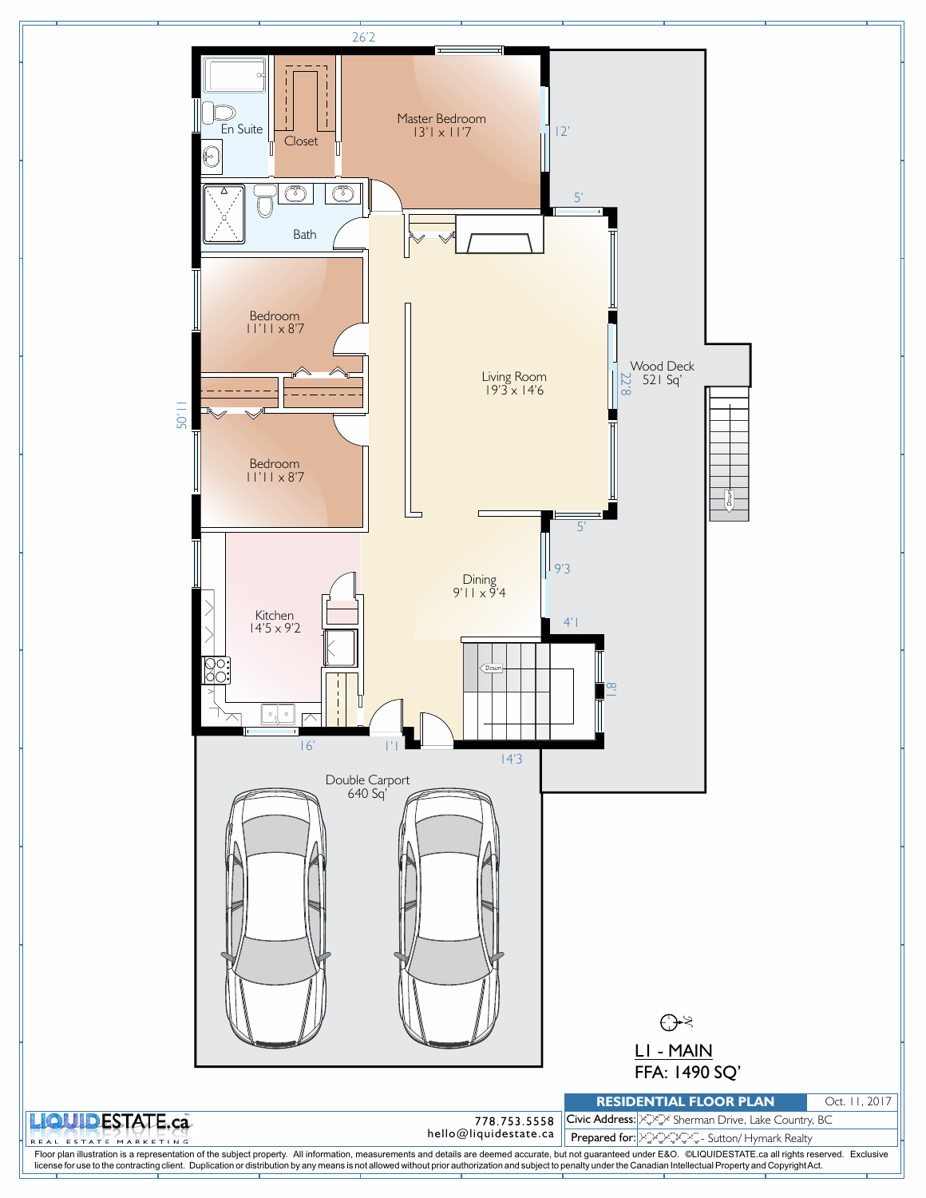Master Bedroom
13'1 x 11'7

En Suite

Closet

Bath

Bedroom
11'11 x 8'7

Bedroom
11'11 x 8'7

Living Room
19'3 x 14'6

Wood Deck
521 Sq'

Dining
9'11 x 9'4

Kitchen
14'5 x 9'2

Double Carport
640 Sq'

26'2 | 12' | 5' | 22'8 | 5' | 9'3 | 4'1 | 8'1 | 14'3 | 1'1 | 16' | 50'11

Down

Down

L1 - MAIN
FFA: 1490 SQ'

| RESIDENTIAL FLOOR PLAN | Oct. 11, 2017 |
|---|---|
| Civic Address: | Sherman Drive, Lake Country, BC |
| Prepared for: | - Sutton/ Hymark Realty |

LIQUIDESTATE.ca
REAL ESTATE MARKETING

778.753.5558
hello@liquidestate.ca

Floor plan illustration is a representation of the subject property. All information, measurements and details are deemed accurate, but not guaranteed under E&O. ©LIQUIDESTATE.ca all rights reserved. Exclusive license for use to the contracting client. Duplication or distribution by any means is not allowed without prior authorization and subject to penalty under the Canadian Intellectual Property and Copyright Act.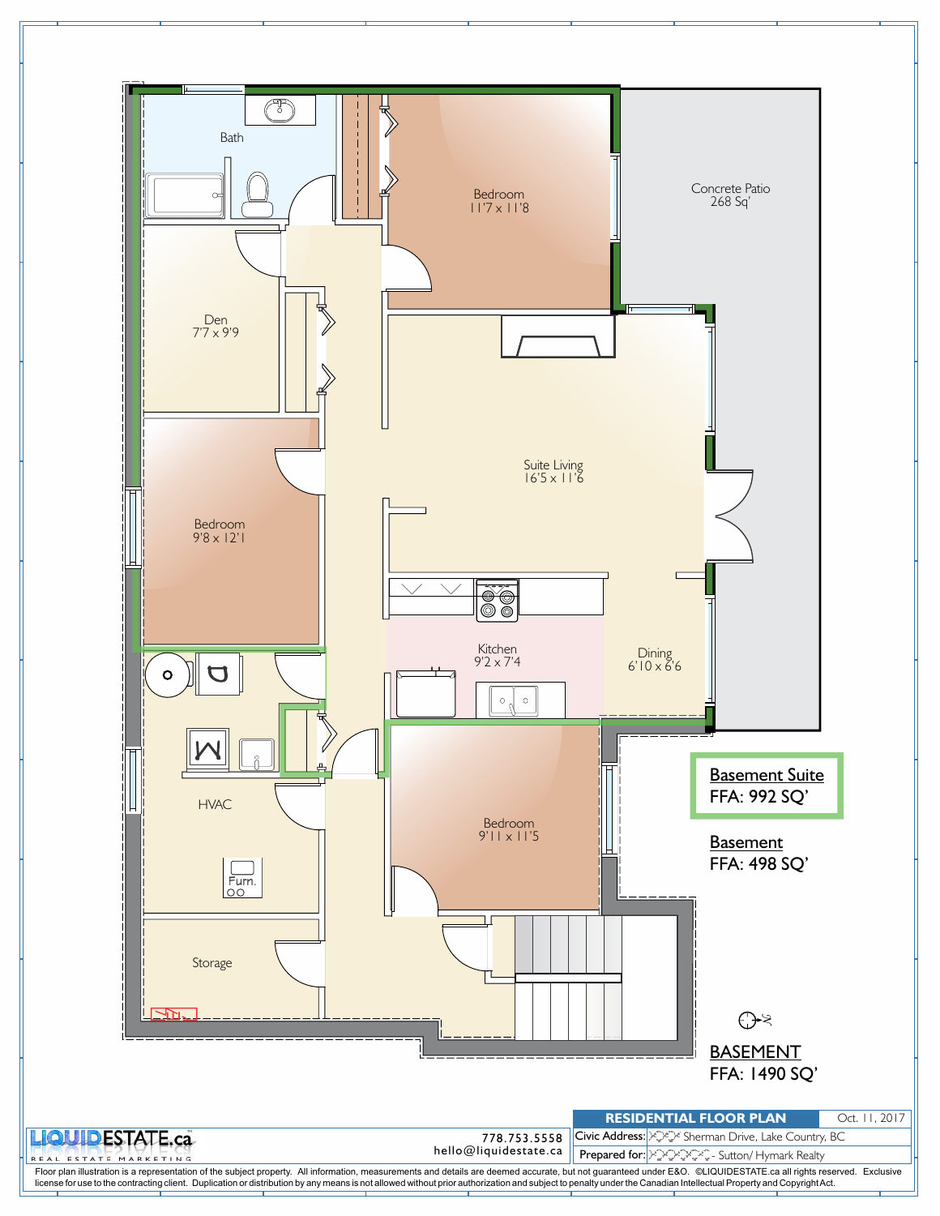Bath

Bedroom
11'7 x 11'8

Concrete Patio
268 Sq'

Den
7'7 x 9'9

Suite Living
16'5 x 11'6

Bedroom
9'8 x 12'1

Kitchen
9'2 x 7'4

Dining
6'10 x 6'6

Basement Suite
FFA: 992 SQ'

Basement
FFA: 498 SQ'

HVAC

Furn.

Bedroom
9'11 x 11'5

Storage

BASEMENT
FFA: 1490 SQ'

| RESIDENTIAL FLOOR PLAN | Oct. 11, 2017 |
|---|---|
| Civic Address: | Sherman Drive, Lake Country, BC |
| Prepared for: | - Sutton/ Hymark Realty |

LIQUIDESTATE.ca
REAL ESTATE MARKETING

778.753.5558
hello@liquidestate.ca

Floor plan illustration is a representation of the subject property. All information, measurements and details are deemed accurate, but not guaranteed under E&O. ©LIQUIDESTATE.ca all rights reserved. Exclusive license for use to the contracting client. Duplication or distribution by any means is not allowed without prior authorization and subject to penalty under the Canadian Intellectual Property and Copyright Act.